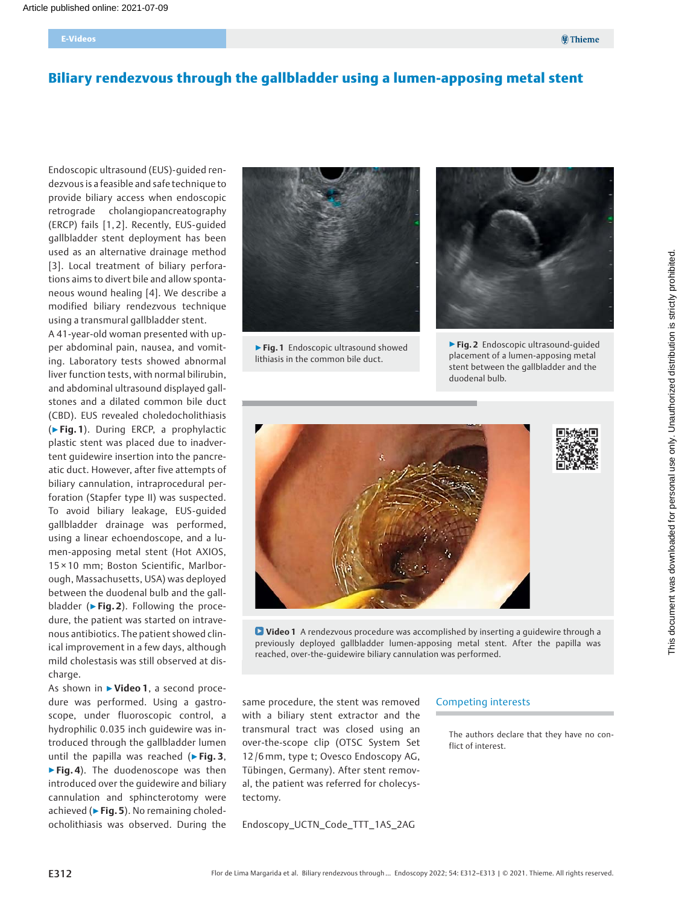Article published online: 2021-07-09

# Biliary rendezvous through the gallbladder using a lumen-apposing metal stent

Endoscopic ultrasound (EUS)-guided rendezvous is a feasible and safe technique to provide biliary access when endoscopic retrograde cholangiopancreatography (ERCP) fails [1, 2]. Recently, EUS-guided gallbladder stent deployment has been used as an alternative drainage method [3]. Local treatment of biliary perforations aims to divert bile and allow spontaneous wound healing [4]. We describe a modified biliary rendezvous technique using a transmural gallbladder stent.

A 41-year-old woman presented with upper abdominal pain, nausea, and vomiting. Laboratory tests showed abnormal liver function tests, with normal bilirubin, and abdominal ultrasound displayed gallstones and a dilated common bile duct (CBD). EUS revealed choledocholithiasis (▶Fig. 1). During ERCP, a prophylactic plastic stent was placed due to inadvertent guidewire insertion into the pancreatic duct. However, after five attempts of biliary cannulation, intraprocedural perforation (Stapfer type II) was suspected. To avoid biliary leakage, EUS-guided gallbladder drainage was performed, using a linear echoendoscope, and a lumen-apposing metal stent (Hot AXIOS, 15 × 10 mm; Boston Scientific, Marlborough, Massachusetts, USA) was deployed between the duodenal bulb and the gallbladder (▶Fig. 2). Following the procedure, the patient was started on intravenous antibiotics. The patient showed clinical improvement in a few days, although mild cholestasis was still observed at discharge.

As shown in ▶Video 1, a second procedure was performed. Using a gastroscope, under fluoroscopic control, a hydrophilic 0.035 inch guidewire was introduced through the gallbladder lumen until the papilla was reached (▶Fig. 3, ▶Fig. 4). The duodenoscope was then introduced over the guidewire and biliary cannulation and sphincterotomy were achieved (▶Fig. 5). No remaining choledocholithiasis was observed. During the same procedure, the stent was removed with a biliary stent extractor and the transmural tract was closed using an over-the-scope clip (OTSC System Set 12/6 mm, type t; Ovesco Endoscopy AG, Tübingen, Germany). After stent removal, the patient was referred for cholecystectomy.

▶Fig. 1 Endoscopic ultrasound showed lithiasis in the common bile duct.

▶Fig. 2 Endoscopic ultrasound-guided placement of a lumen-apposing metal stent between the gallbladder and the duodenal bulb.

Video 1 A rendezvous procedure was accomplished by inserting a guidewire through a previously deployed gallbladder lumen-apposing metal stent. After the papilla was reached, over-the-guidewire biliary cannulation was performed.

Endoscopy_UCTN_Code_TTT_1AS_2AG

## Competing interests

The authors declare that they have no conflict of interest.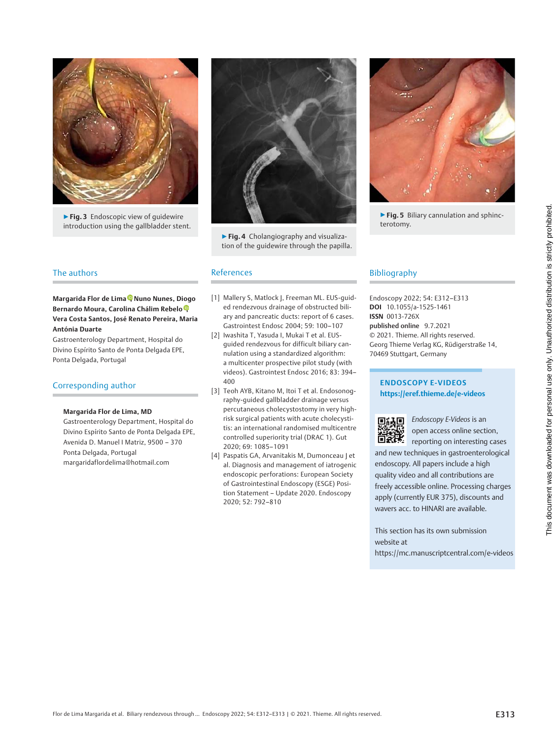▶ **Fig. 3** Endoscopic view of guidewire introduction using the gallbladder stent.

▶ **Fig. 4** Cholangiography and visualization of the guidewire through the papilla.

▶ **Fig. 5** Biliary cannulation and sphincterotomy.

## The authors

**Margarida Flor de Lima, Nuno Nunes, Diogo Bernardo Moura, Carolina Chálim Rebelo, Vera Costa Santos, José Renato Pereira, Maria Antónia Duarte**

Gastroenterology Department, Hospital do Divino Espírito Santo de Ponta Delgada EPE, Ponta Delgada, Portugal

## Corresponding author

**Margarida Flor de Lima, MD**

Gastroenterology Department, Hospital do Divino Espírito Santo de Ponta Delgada EPE, Avenida D. Manuel I Matriz, 9500 – 370 Ponta Delgada, Portugal

margaridaflordelima@hotmail.com

## References

[1] Mallery S, Matlock J, Freeman ML. EUS-guided rendezvous drainage of obstructed biliary and pancreatic ducts: report of 6 cases. Gastrointest Endosc 2004; 59: 100–107

[2] Iwashita T, Yasuda I, Mukai T et al. EUS-guided rendezvous for difficult biliary cannulation using a standardized algorithm: a multicenter prospective pilot study (with videos). Gastrointest Endosc 2016; 83: 394–400

[3] Teoh AYB, Kitano M, Itoi T et al. Endosonography-guided gallbladder drainage versus percutaneous cholecystostomy in very high-risk surgical patients with acute cholecystitis: an international randomised multicentre controlled superiority trial (DRAC 1). Gut 2020; 69: 1085–1091

[4] Paspatis GA, Arvanitakis M, Dumonceau J et al. Diagnosis and management of iatrogenic endoscopic perforations: European Society of Gastrointestinal Endoscopy (ESGE) Position Statement – Update 2020. Endoscopy 2020; 52: 792–810

## Bibliography

Endoscopy 2022; 54: E312–E313
**DOI** 10.1055/a-1525-1461
**ISSN** 0013-726X
**published online** 9.7.2021
© 2021. Thieme. All rights reserved.
Georg Thieme Verlag KG, Rüdigerstraße 14, 70469 Stuttgart, Germany

### ENDOSCOPY E-VIDEOS

**https://eref.thieme.de/e-videos**

*Endoscopy E-Videos* is an open access online section, reporting on interesting cases and new techniques in gastroenterological endoscopy. All papers include a high quality video and all contributions are freely accessible online. Processing charges apply (currently EUR 375), discounts and wavers acc. to HINARI are available.

This section has its own submission website at https://mc.manuscriptcentral.com/e-videos